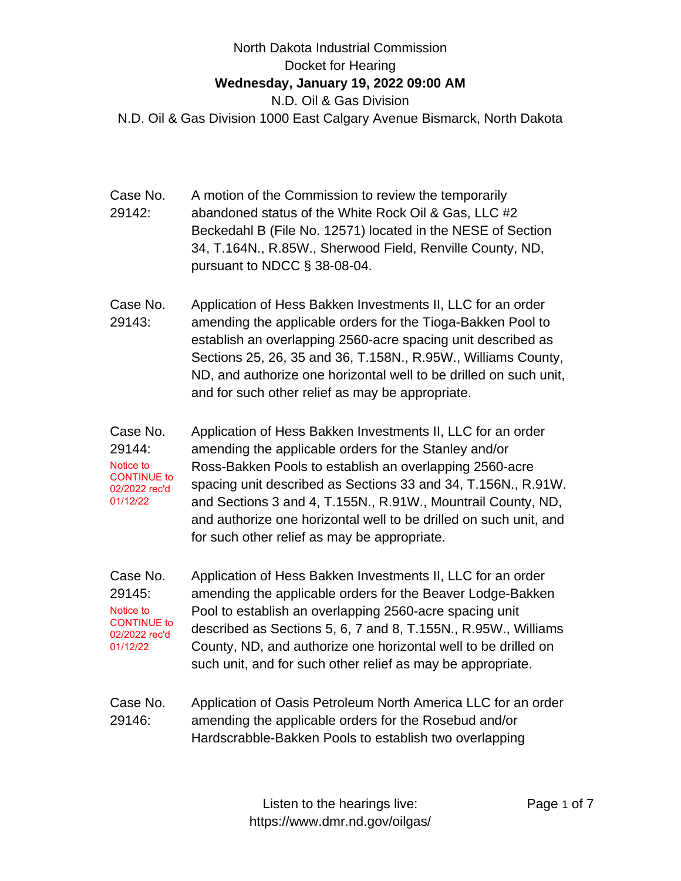North Dakota Industrial Commission

Docket for Hearing

**Wednesday, January 19, 2022 09:00 AM**

N.D. Oil & Gas Division

N.D. Oil & Gas Division 1000 East Calgary Avenue Bismarck, North Dakota

Case No. 29142: A motion of the Commission to review the temporarily abandoned status of the White Rock Oil & Gas, LLC #2 Beckedahl B (File No. 12571) located in the NESE of Section 34, T.164N., R.85W., Sherwood Field, Renville County, ND, pursuant to NDCC § 38-08-04.

Case No. 29143: Application of Hess Bakken Investments II, LLC for an order amending the applicable orders for the Tioga-Bakken Pool to establish an overlapping 2560-acre spacing unit described as Sections 25, 26, 35 and 36, T.158N., R.95W., Williams County, ND, and authorize one horizontal well to be drilled on such unit, and for such other relief as may be appropriate.

Case No. 29144: Notice to CONTINUE to 02/2022 rec'd 01/12/22

Application of Hess Bakken Investments II, LLC for an order amending the applicable orders for the Stanley and/or Ross-Bakken Pools to establish an overlapping 2560-acre spacing unit described as Sections 33 and 34, T.156N., R.91W. and Sections 3 and 4, T.155N., R.91W., Mountrail County, ND, and authorize one horizontal well to be drilled on such unit, and for such other relief as may be appropriate.

Case No. 29145: Notice to CONTINUE to 02/2022 rec'd 01/12/22

Application of Hess Bakken Investments II, LLC for an order amending the applicable orders for the Beaver Lodge-Bakken Pool to establish an overlapping 2560-acre spacing unit described as Sections 5, 6, 7 and 8, T.155N., R.95W., Williams County, ND, and authorize one horizontal well to be drilled on such unit, and for such other relief as may be appropriate.

Case No. 29146: Application of Oasis Petroleum North America LLC for an order amending the applicable orders for the Rosebud and/or Hardscrabble-Bakken Pools to establish two overlapping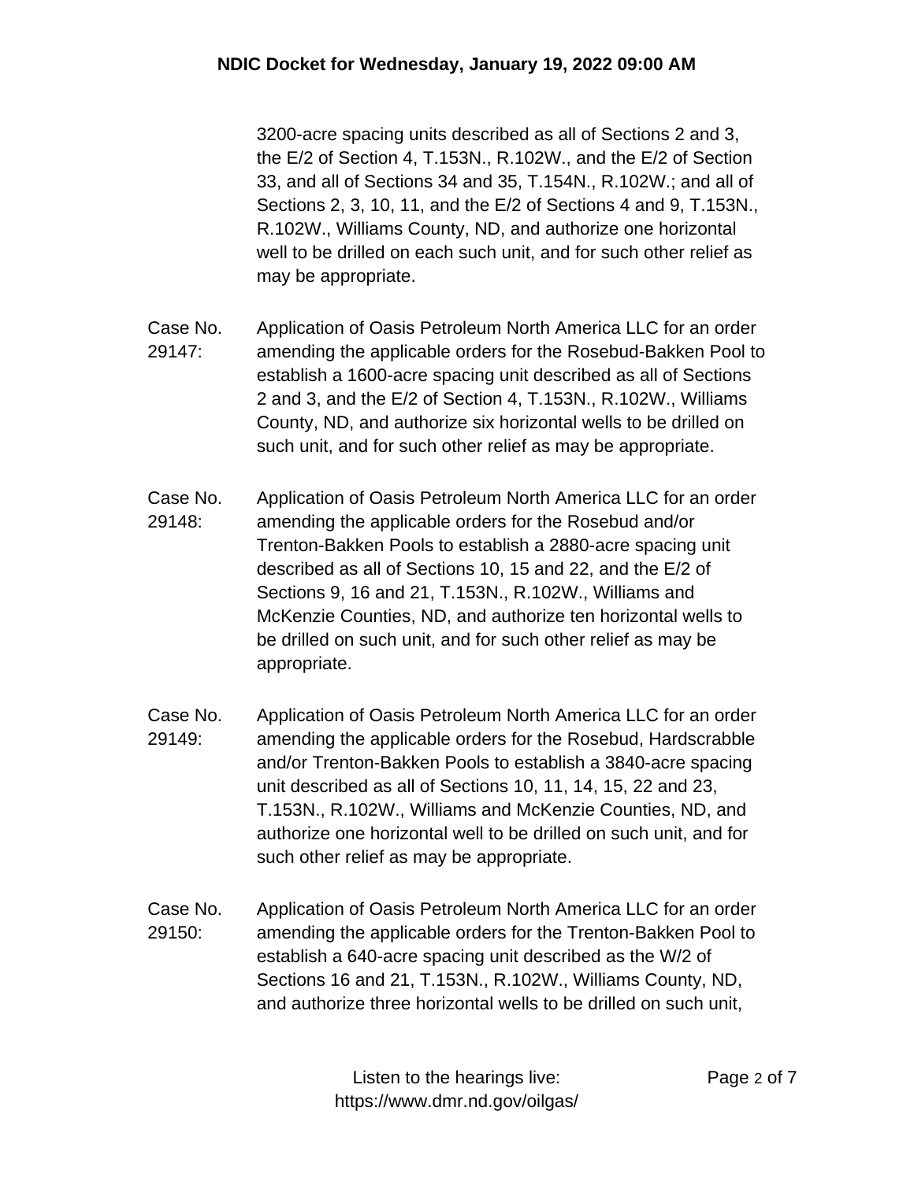3200-acre spacing units described as all of Sections 2 and 3, the E/2 of Section 4, T.153N., R.102W., and the E/2 of Section 33, and all of Sections 34 and 35, T.154N., R.102W.; and all of Sections 2, 3, 10, 11, and the E/2 of Sections 4 and 9, T.153N., R.102W., Williams County, ND, and authorize one horizontal well to be drilled on each such unit, and for such other relief as may be appropriate.

**Case No. 29147:** Application of Oasis Petroleum North America LLC for an order amending the applicable orders for the Rosebud-Bakken Pool to establish a 1600-acre spacing unit described as all of Sections 2 and 3, and the E/2 of Section 4, T.153N., R.102W., Williams County, ND, and authorize six horizontal wells to be drilled on such unit, and for such other relief as may be appropriate.

**Case No. 29148:** Application of Oasis Petroleum North America LLC for an order amending the applicable orders for the Rosebud and/or Trenton-Bakken Pools to establish a 2880-acre spacing unit described as all of Sections 10, 15 and 22, and the E/2 of Sections 9, 16 and 21, T.153N., R.102W., Williams and McKenzie Counties, ND, and authorize ten horizontal wells to be drilled on such unit, and for such other relief as may be appropriate.

**Case No. 29149:** Application of Oasis Petroleum North America LLC for an order amending the applicable orders for the Rosebud, Hardscrabble and/or Trenton-Bakken Pools to establish a 3840-acre spacing unit described as all of Sections 10, 11, 14, 15, 22 and 23, T.153N., R.102W., Williams and McKenzie Counties, ND, and authorize one horizontal well to be drilled on such unit, and for such other relief as may be appropriate.

**Case No. 29150:** Application of Oasis Petroleum North America LLC for an order amending the applicable orders for the Trenton-Bakken Pool to establish a 640-acre spacing unit described as the W/2 of Sections 16 and 21, T.153N., R.102W., Williams County, ND, and authorize three horizontal wells to be drilled on such unit,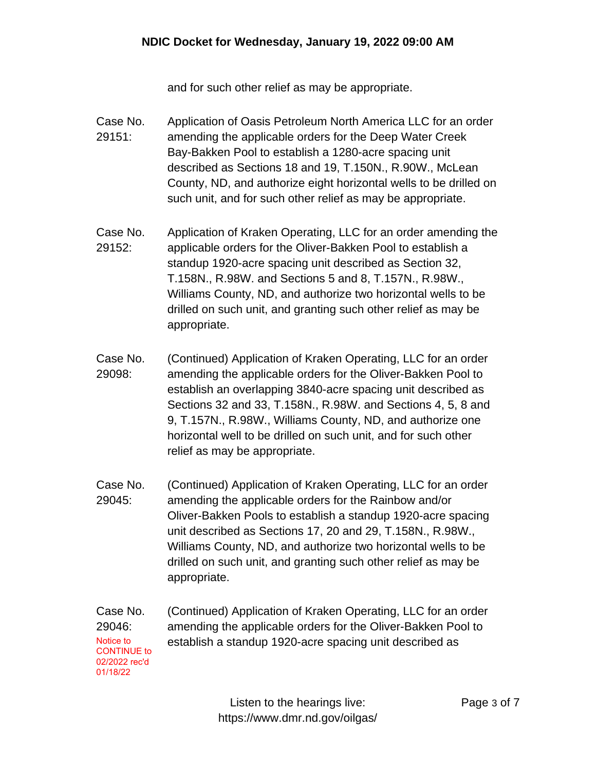and for such other relief as may be appropriate.

Case No. 29151: Application of Oasis Petroleum North America LLC for an order amending the applicable orders for the Deep Water Creek Bay-Bakken Pool to establish a 1280-acre spacing unit described as Sections 18 and 19, T.150N., R.90W., McLean County, ND, and authorize eight horizontal wells to be drilled on such unit, and for such other relief as may be appropriate.

Case No. 29152: Application of Kraken Operating, LLC for an order amending the applicable orders for the Oliver-Bakken Pool to establish a standup 1920-acre spacing unit described as Section 32, T.158N., R.98W. and Sections 5 and 8, T.157N., R.98W., Williams County, ND, and authorize two horizontal wells to be drilled on such unit, and granting such other relief as may be appropriate.

Case No. 29098: (Continued) Application of Kraken Operating, LLC for an order amending the applicable orders for the Oliver-Bakken Pool to establish an overlapping 3840-acre spacing unit described as Sections 32 and 33, T.158N., R.98W. and Sections 4, 5, 8 and 9, T.157N., R.98W., Williams County, ND, and authorize one horizontal well to be drilled on such unit, and for such other relief as may be appropriate.

Case No. 29045: (Continued) Application of Kraken Operating, LLC for an order amending the applicable orders for the Rainbow and/or Oliver-Bakken Pools to establish a standup 1920-acre spacing unit described as Sections 17, 20 and 29, T.158N., R.98W., Williams County, ND, and authorize two horizontal wells to be drilled on such unit, and granting such other relief as may be appropriate.

Case No. 29046: (Continued) Application of Kraken Operating, LLC for an order amending the applicable orders for the Oliver-Bakken Pool to establish a standup 1920-acre spacing unit described as

Notice to CONTINUE to 02/2022 rec'd 01/18/22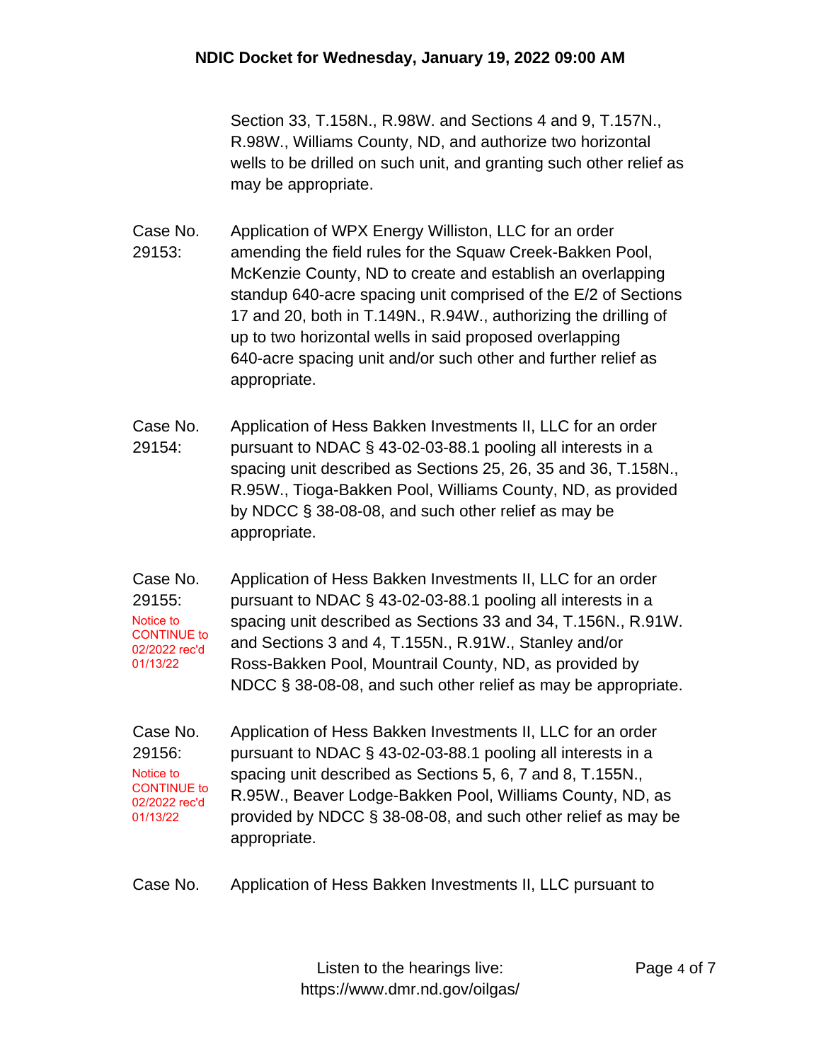Section 33, T.158N., R.98W. and Sections 4 and 9, T.157N., R.98W., Williams County, ND, and authorize two horizontal wells to be drilled on such unit, and granting such other relief as may be appropriate.

**Case No. 29153:** Application of WPX Energy Williston, LLC for an order amending the field rules for the Squaw Creek-Bakken Pool, McKenzie County, ND to create and establish an overlapping standup 640-acre spacing unit comprised of the E/2 of Sections 17 and 20, both in T.149N., R.94W., authorizing the drilling of up to two horizontal wells in said proposed overlapping 640-acre spacing unit and/or such other and further relief as appropriate.

**Case No. 29154:** Application of Hess Bakken Investments II, LLC for an order pursuant to NDAC § 43-02-03-88.1 pooling all interests in a spacing unit described as Sections 25, 26, 35 and 36, T.158N., R.95W., Tioga-Bakken Pool, Williams County, ND, as provided by NDCC § 38-08-08, and such other relief as may be appropriate.

**Case No. 29155:** Notice to CONTINUE to 02/2022 rec'd 01/13/22

Application of Hess Bakken Investments II, LLC for an order pursuant to NDAC § 43-02-03-88.1 pooling all interests in a spacing unit described as Sections 33 and 34, T.156N., R.91W. and Sections 3 and 4, T.155N., R.91W., Stanley and/or Ross-Bakken Pool, Mountrail County, ND, as provided by NDCC § 38-08-08, and such other relief as may be appropriate.

**Case No. 29156:** Notice to CONTINUE to 02/2022 rec'd 01/13/22

Application of Hess Bakken Investments II, LLC for an order pursuant to NDAC § 43-02-03-88.1 pooling all interests in a spacing unit described as Sections 5, 6, 7 and 8, T.155N., R.95W., Beaver Lodge-Bakken Pool, Williams County, ND, as provided by NDCC § 38-08-08, and such other relief as may be appropriate.

**Case No.** Application of Hess Bakken Investments II, LLC pursuant to

Listen to the hearings live: https://www.dmr.nd.gov/oilgas/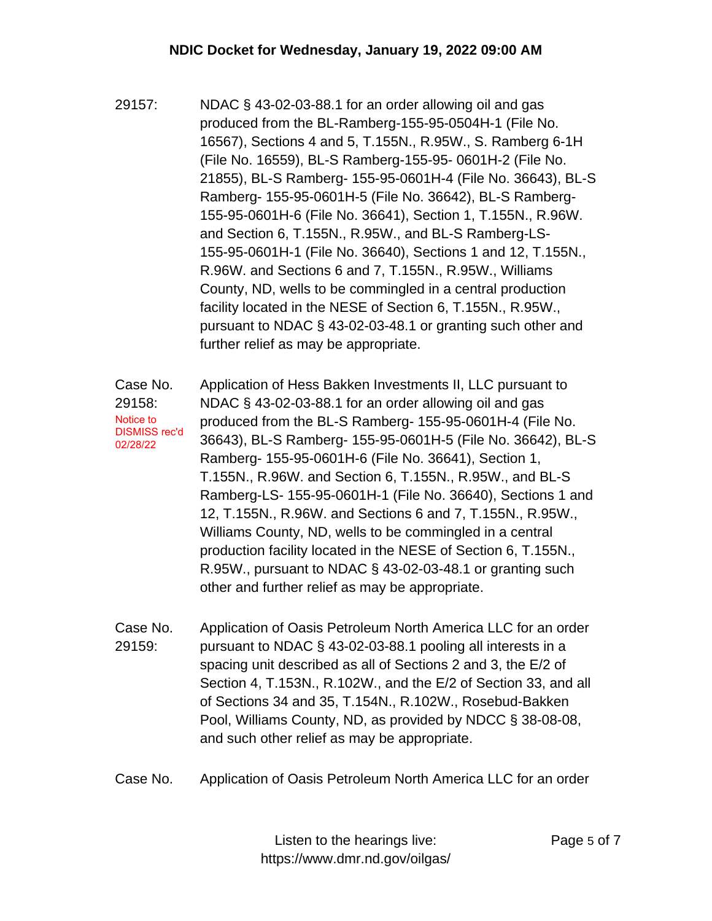29157: NDAC § 43-02-03-88.1 for an order allowing oil and gas produced from the BL-Ramberg-155-95-0504H-1 (File No. 16567), Sections 4 and 5, T.155N., R.95W., S. Ramberg 6-1H (File No. 16559), BL-S Ramberg-155-95- 0601H-2 (File No. 21855), BL-S Ramberg- 155-95-0601H-4 (File No. 36643), BL-S Ramberg- 155-95-0601H-5 (File No. 36642), BL-S Ramberg-155-95-0601H-6 (File No. 36641), Section 1, T.155N., R.96W. and Section 6, T.155N., R.95W., and BL-S Ramberg-LS-155-95-0601H-1 (File No. 36640), Sections 1 and 12, T.155N., R.96W. and Sections 6 and 7, T.155N., R.95W., Williams County, ND, wells to be commingled in a central production facility located in the NESE of Section 6, T.155N., R.95W., pursuant to NDAC § 43-02-03-48.1 or granting such other and further relief as may be appropriate.

Case No. 29158: Application of Hess Bakken Investments II, LLC pursuant to NDAC § 43-02-03-88.1 for an order allowing oil and gas produced from the BL-S Ramberg- 155-95-0601H-4 (File No. 36643), BL-S Ramberg- 155-95-0601H-5 (File No. 36642), BL-S Ramberg- 155-95-0601H-6 (File No. 36641), Section 1, T.155N., R.96W. and Section 6, T.155N., R.95W., and BL-S Ramberg-LS- 155-95-0601H-1 (File No. 36640), Sections 1 and 12, T.155N., R.96W. and Sections 6 and 7, T.155N., R.95W., Williams County, ND, wells to be commingled in a central production facility located in the NESE of Section 6, T.155N., R.95W., pursuant to NDAC § 43-02-03-48.1 or granting such other and further relief as may be appropriate.

Notice to DISMISS rec'd 02/28/22

Case No. 29159: Application of Oasis Petroleum North America LLC for an order pursuant to NDAC § 43-02-03-88.1 pooling all interests in a spacing unit described as all of Sections 2 and 3, the E/2 of Section 4, T.153N., R.102W., and the E/2 of Section 33, and all of Sections 34 and 35, T.154N., R.102W., Rosebud-Bakken Pool, Williams County, ND, as provided by NDCC § 38-08-08, and such other relief as may be appropriate.

Case No. Application of Oasis Petroleum North America LLC for an order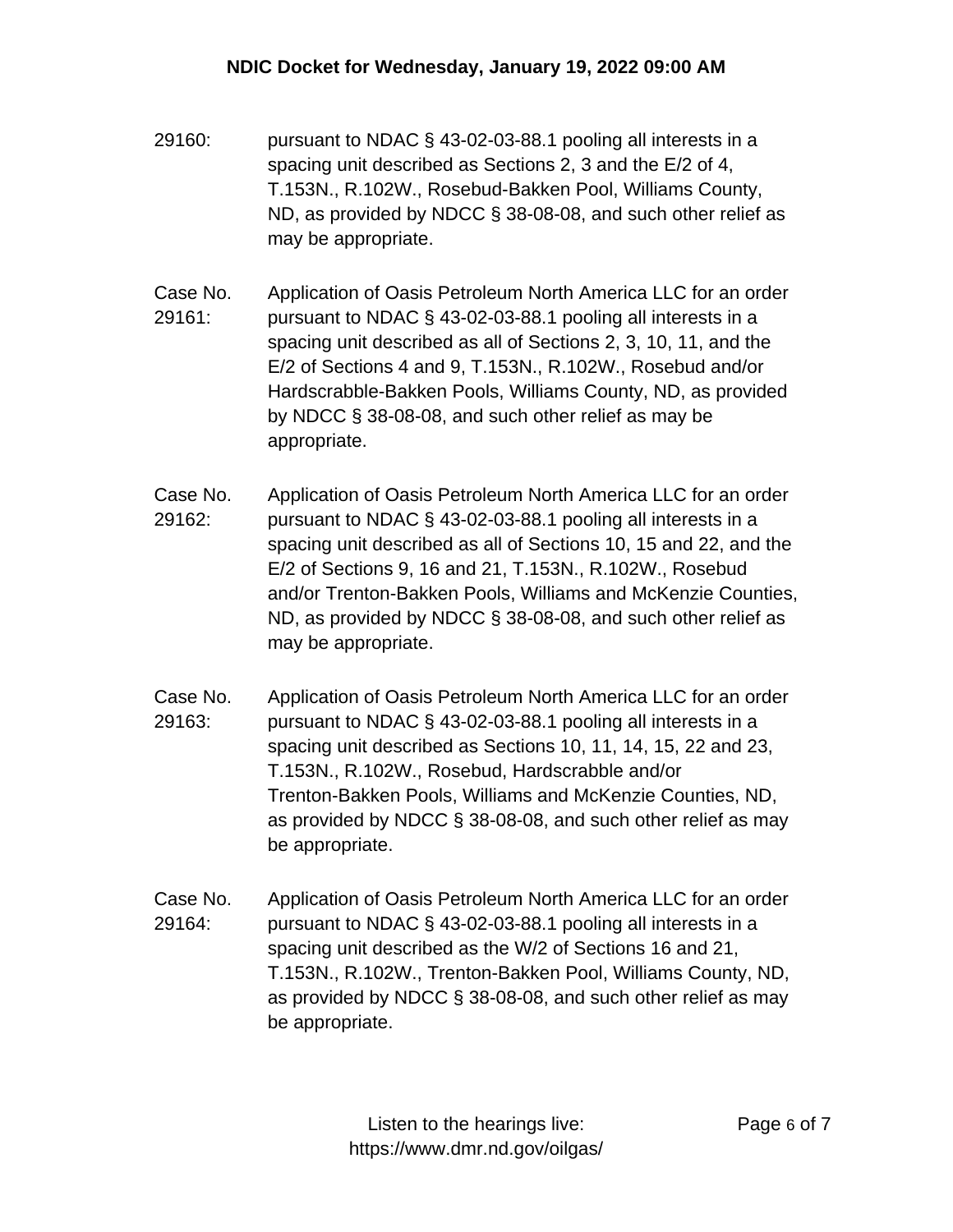29160: pursuant to NDAC § 43-02-03-88.1 pooling all interests in a spacing unit described as Sections 2, 3 and the E/2 of 4, T.153N., R.102W., Rosebud-Bakken Pool, Williams County, ND, as provided by NDCC § 38-08-08, and such other relief as may be appropriate.

Case No. 29161: Application of Oasis Petroleum North America LLC for an order pursuant to NDAC § 43-02-03-88.1 pooling all interests in a spacing unit described as all of Sections 2, 3, 10, 11, and the E/2 of Sections 4 and 9, T.153N., R.102W., Rosebud and/or Hardscrabble-Bakken Pools, Williams County, ND, as provided by NDCC § 38-08-08, and such other relief as may be appropriate.

Case No. 29162: Application of Oasis Petroleum North America LLC for an order pursuant to NDAC § 43-02-03-88.1 pooling all interests in a spacing unit described as all of Sections 10, 15 and 22, and the E/2 of Sections 9, 16 and 21, T.153N., R.102W., Rosebud and/or Trenton-Bakken Pools, Williams and McKenzie Counties, ND, as provided by NDCC § 38-08-08, and such other relief as may be appropriate.

Case No. 29163: Application of Oasis Petroleum North America LLC for an order pursuant to NDAC § 43-02-03-88.1 pooling all interests in a spacing unit described as Sections 10, 11, 14, 15, 22 and 23, T.153N., R.102W., Rosebud, Hardscrabble and/or Trenton-Bakken Pools, Williams and McKenzie Counties, ND, as provided by NDCC § 38-08-08, and such other relief as may be appropriate.

Case No. 29164: Application of Oasis Petroleum North America LLC for an order pursuant to NDAC § 43-02-03-88.1 pooling all interests in a spacing unit described as the W/2 of Sections 16 and 21, T.153N., R.102W., Trenton-Bakken Pool, Williams County, ND, as provided by NDCC § 38-08-08, and such other relief as may be appropriate.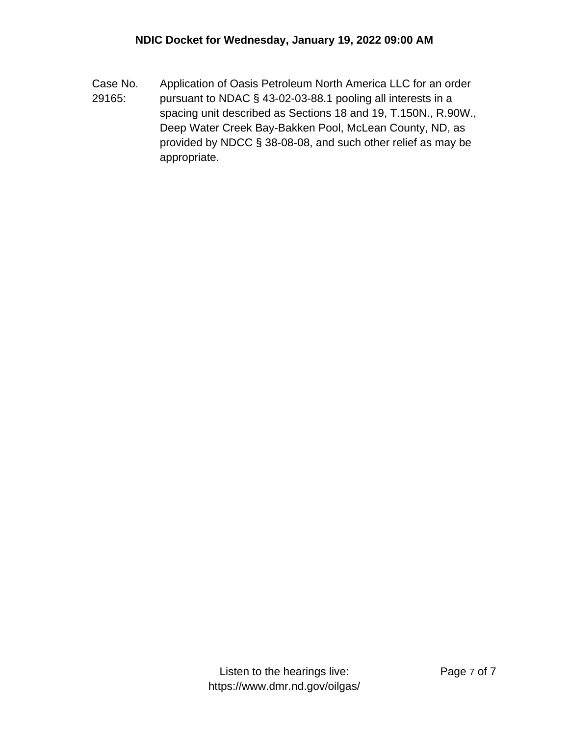Case No. 29165: Application of Oasis Petroleum North America LLC for an order pursuant to NDAC § 43-02-03-88.1 pooling all interests in a spacing unit described as Sections 18 and 19, T.150N., R.90W., Deep Water Creek Bay-Bakken Pool, McLean County, ND, as provided by NDCC § 38-08-08, and such other relief as may be appropriate.